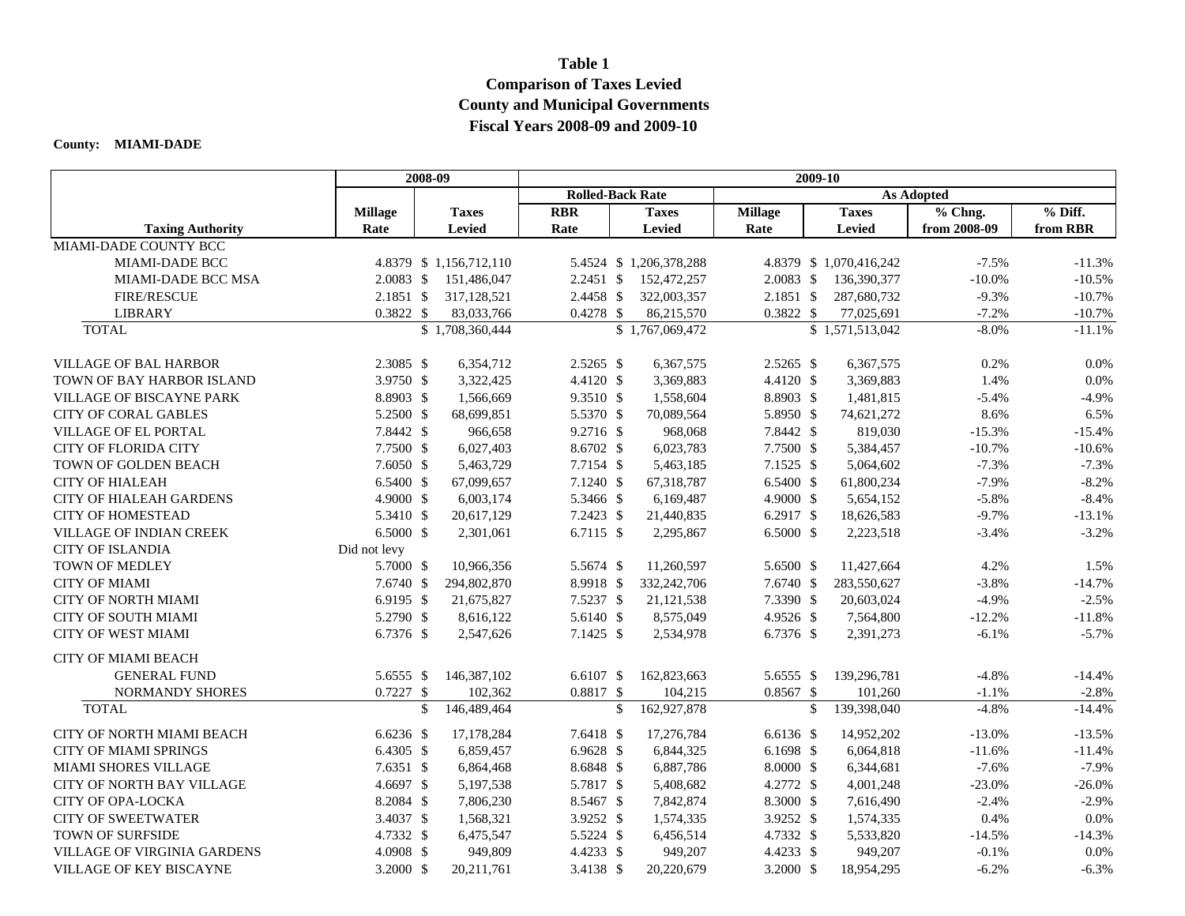# Table 1
## Comparison of Taxes Levied
## County and Municipal Governments
## Fiscal Years 2008-09 and 2009-10

**County: MIAMI-DADE**

| | 2008-09 | | 2009-10 | | | | | |
|---|---|---|---|---|---|---|---|---|
| | | | Rolled-Back Rate | | As Adopted | | | |
| **Taxing Authority** | **Millage Rate** | **Taxes Levied** | **RBR Rate** | **Taxes Levied** | **Millage Rate** | **Taxes Levied** | **% Chng. from 2008-09** | **% Diff. from RBR** |
| MIAMI-DADE COUNTY BCC | | | | | | | | |
| MIAMI-DADE BCC | 4.8379 | $ 1,156,712,110 | 5.4524 | $ 1,206,378,288 | 4.8379 | $ 1,070,416,242 | -7.5% | -11.3% |
| MIAMI-DADE BCC MSA | 2.0083 | $ 151,486,047 | 2.2451 | $ 152,472,257 | 2.0083 | $ 136,390,377 | -10.0% | -10.5% |
| FIRE/RESCUE | 2.1851 | $ 317,128,521 | 2.4458 | $ 322,003,357 | 2.1851 | $ 287,680,732 | -9.3% | -10.7% |
| LIBRARY | 0.3822 | $ 83,033,766 | 0.4278 | $ 86,215,570 | 0.3822 | $ 77,025,691 | -7.2% | -10.7% |
| TOTAL | | $ 1,708,360,444 | | $ 1,767,069,472 | | $ 1,571,513,042 | -8.0% | -11.1% |
| VILLAGE OF BAL HARBOR | 2.3085 | $ 6,354,712 | 2.5265 | $ 6,367,575 | 2.5265 | $ 6,367,575 | 0.2% | 0.0% |
| TOWN OF BAY HARBOR ISLAND | 3.9750 | $ 3,322,425 | 4.4120 | $ 3,369,883 | 4.4120 | $ 3,369,883 | 1.4% | 0.0% |
| VILLAGE OF BISCAYNE PARK | 8.8903 | $ 1,566,669 | 9.3510 | $ 1,558,604 | 8.8903 | $ 1,481,815 | -5.4% | -4.9% |
| CITY OF CORAL GABLES | 5.2500 | $ 68,699,851 | 5.5370 | $ 70,089,564 | 5.8950 | $ 74,621,272 | 8.6% | 6.5% |
| VILLAGE OF EL PORTAL | 7.8442 | $ 966,658 | 9.2716 | $ 968,068 | 7.8442 | $ 819,030 | -15.3% | -15.4% |
| CITY OF FLORIDA CITY | 7.7500 | $ 6,027,403 | 8.6702 | $ 6,023,783 | 7.7500 | $ 5,384,457 | -10.7% | -10.6% |
| TOWN OF GOLDEN BEACH | 7.6050 | $ 5,463,729 | 7.7154 | $ 5,463,185 | 7.1525 | $ 5,064,602 | -7.3% | -7.3% |
| CITY OF HIALEAH | 6.5400 | $ 67,099,657 | 7.1240 | $ 67,318,787 | 6.5400 | $ 61,800,234 | -7.9% | -8.2% |
| CITY OF HIALEAH GARDENS | 4.9000 | $ 6,003,174 | 5.3466 | $ 6,169,487 | 4.9000 | $ 5,654,152 | -5.8% | -8.4% |
| CITY OF HOMESTEAD | 5.3410 | $ 20,617,129 | 7.2423 | $ 21,440,835 | 6.2917 | $ 18,626,583 | -9.7% | -13.1% |
| VILLAGE OF INDIAN CREEK | 6.5000 | $ 2,301,061 | 6.7115 | $ 2,295,867 | 6.5000 | $ 2,223,518 | -3.4% | -3.2% |
| CITY OF ISLANDIA | Did not levy | | | | | | | |
| TOWN OF MEDLEY | 5.7000 | $ 10,966,356 | 5.5674 | $ 11,260,597 | 5.6500 | $ 11,427,664 | 4.2% | 1.5% |
| CITY OF MIAMI | 7.6740 | $ 294,802,870 | 8.9918 | $ 332,242,706 | 7.6740 | $ 283,550,627 | -3.8% | -14.7% |
| CITY OF NORTH MIAMI | 6.9195 | $ 21,675,827 | 7.5237 | $ 21,121,538 | 7.3390 | $ 20,603,024 | -4.9% | -2.5% |
| CITY OF SOUTH MIAMI | 5.2790 | $ 8,616,122 | 5.6140 | $ 8,575,049 | 4.9526 | $ 7,564,800 | -12.2% | -11.8% |
| CITY OF WEST MIAMI | 6.7376 | $ 2,547,626 | 7.1425 | $ 2,534,978 | 6.7376 | $ 2,391,273 | -6.1% | -5.7% |
| CITY OF MIAMI BEACH | | | | | | | | |
| GENERAL FUND | 5.6555 | $ 146,387,102 | 6.6107 | $ 162,823,663 | 5.6555 | $ 139,296,781 | -4.8% | -14.4% |
| NORMANDY SHORES | 0.7227 | $ 102,362 | 0.8817 | $ 104,215 | 0.8567 | $ 101,260 | -1.1% | -2.8% |
| TOTAL | | $ 146,489,464 | | $ 162,927,878 | | $ 139,398,040 | -4.8% | -14.4% |
| CITY OF NORTH MIAMI BEACH | 6.6236 | $ 17,178,284 | 7.6418 | $ 17,276,784 | 6.6136 | $ 14,952,202 | -13.0% | -13.5% |
| CITY OF MIAMI SPRINGS | 6.4305 | $ 6,859,457 | 6.9628 | $ 6,844,325 | 6.1698 | $ 6,064,818 | -11.6% | -11.4% |
| MIAMI SHORES VILLAGE | 7.6351 | $ 6,864,468 | 8.6848 | $ 6,887,786 | 8.0000 | $ 6,344,681 | -7.6% | -7.9% |
| CITY OF NORTH BAY VILLAGE | 4.6697 | $ 5,197,538 | 5.7817 | $ 5,408,682 | 4.2772 | $ 4,001,248 | -23.0% | -26.0% |
| CITY OF OPA-LOCKA | 8.2084 | $ 7,806,230 | 8.5467 | $ 7,842,874 | 8.3000 | $ 7,616,490 | -2.4% | -2.9% |
| CITY OF SWEETWATER | 3.4037 | $ 1,568,321 | 3.9252 | $ 1,574,335 | 3.9252 | $ 1,574,335 | 0.4% | 0.0% |
| TOWN OF SURFSIDE | 4.7332 | $ 6,475,547 | 5.5224 | $ 6,456,514 | 4.7332 | $ 5,533,820 | -14.5% | -14.3% |
| VILLAGE OF VIRGINIA GARDENS | 4.0908 | $ 949,809 | 4.4233 | $ 949,207 | 4.4233 | $ 949,207 | -0.1% | 0.0% |
| VILLAGE OF KEY BISCAYNE | 3.2000 | $ 20,211,761 | 3.4138 | $ 20,220,679 | 3.2000 | $ 18,954,295 | -6.2% | -6.3% |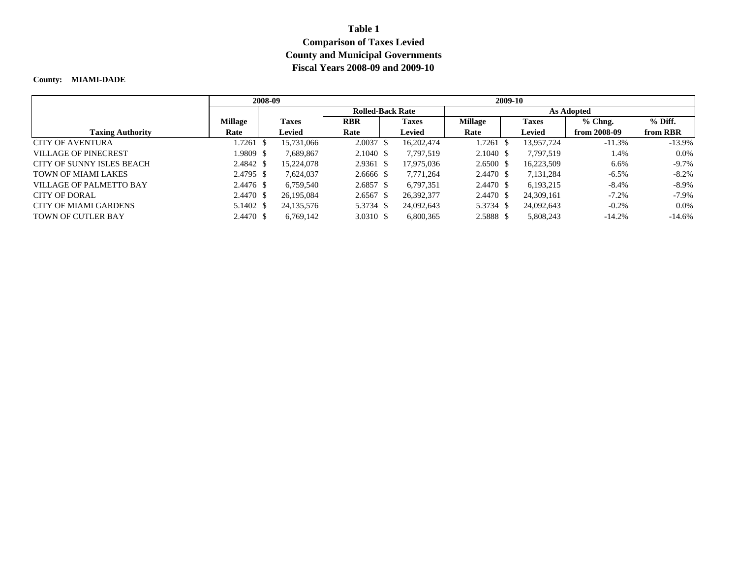**Table 1**
**Comparison of Taxes Levied**
**County and Municipal Governments**
**Fiscal Years 2008-09 and 2009-10**

**County: MIAMI-DADE**

| | 2008-09 | | 2009-10 | | | | | |
|---|---|---|---|---|---|---|---|---|
| | | | Rolled-Back Rate | | As Adopted | | | |
| Taxing Authority | Millage Rate | Taxes Levied | RBR Rate | Taxes Levied | Millage Rate | Taxes Levied | % Chng. from 2008-09 | % Diff. from RBR |
| CITY OF AVENTURA | 1.7261 | $ 15,731,066 | 2.0037 | $ 16,202,474 | 1.7261 | $ 13,957,724 | -11.3% | -13.9% |
| VILLAGE OF PINECREST | 1.9809 | $ 7,689,867 | 2.1040 | $ 7,797,519 | 2.1040 | $ 7,797,519 | 1.4% | 0.0% |
| CITY OF SUNNY ISLES BEACH | 2.4842 | $ 15,224,078 | 2.9361 | $ 17,975,036 | 2.6500 | $ 16,223,509 | 6.6% | -9.7% |
| TOWN OF MIAMI LAKES | 2.4795 | $ 7,624,037 | 2.6666 | $ 7,771,264 | 2.4470 | $ 7,131,284 | -6.5% | -8.2% |
| VILLAGE OF PALMETTO BAY | 2.4476 | $ 6,759,540 | 2.6857 | $ 6,797,351 | 2.4470 | $ 6,193,215 | -8.4% | -8.9% |
| CITY OF DORAL | 2.4470 | $ 26,195,084 | 2.6567 | $ 26,392,377 | 2.4470 | $ 24,309,161 | -7.2% | -7.9% |
| CITY OF MIAMI GARDENS | 5.1402 | $ 24,135,576 | 5.3734 | $ 24,092,643 | 5.3734 | $ 24,092,643 | -0.2% | 0.0% |
| TOWN OF CUTLER BAY | 2.4470 | $ 6,769,142 | 3.0310 | $ 6,800,365 | 2.5888 | $ 5,808,243 | -14.2% | -14.6% |